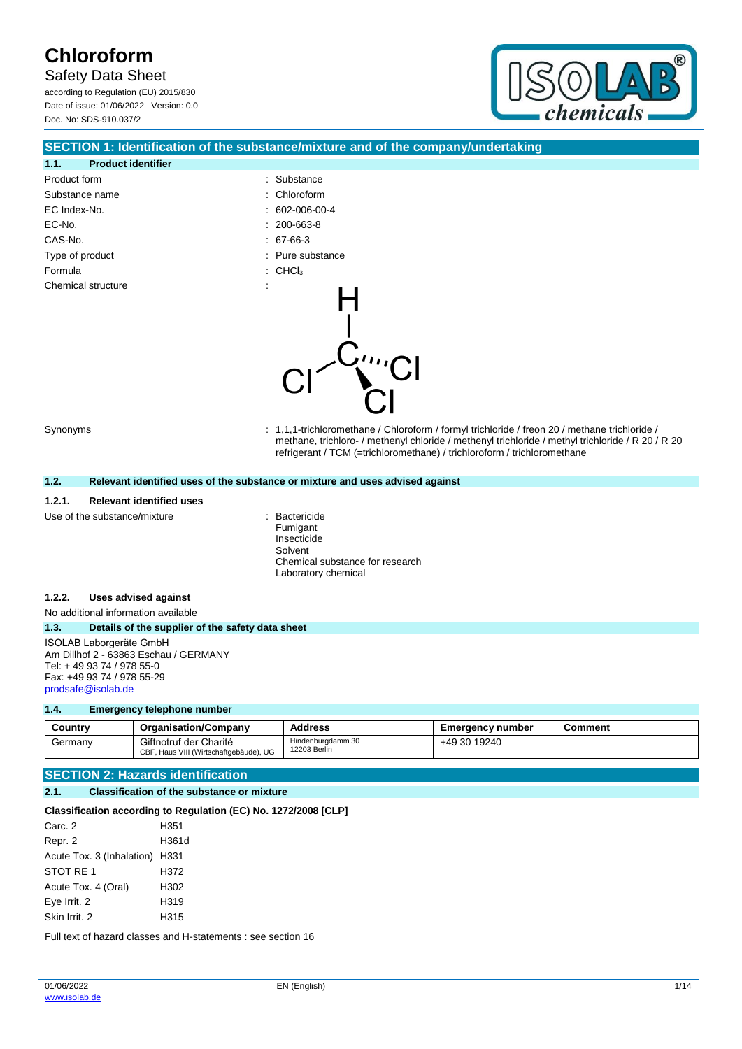# Chloroform

Safety Data Sheet

according to Regulation (EU) 2015/830

Date of issue: 01/06/2022 Version: 0.0

Doc. No: SDS-910.037/2

## SECTION 1: Identification of the substance/mixture and of the company/undertaking

### 1.1. Product identifier

| | |
|---|---|
| Product form | : Substance |
| Substance name | : Chloroform |
| EC Index-No. | : 602-006-00-4 |
| EC-No. | : 200-663-8 |
| CAS-No. | : 67-66-3 |
| Type of product | : Pure substance |
| Formula | : $CHCl_3$ |
| Chemical structure | : |
| Synonyms | : 1,1,1-trichloromethane / Chloroform / formyl trichloride / freon 20 / methane trichloride / methane, trichloro- / methenyl chloride / methenyl trichloride / methyl trichloride / R 20 / R 20 refrigerant / TCM (=trichloromethane) / trichloroform / trichloromethane |

### 1.2. Relevant identified uses of the substance or mixture and uses advised against

#### 1.2.1. Relevant identified uses

Use of the substance/mixture : Bactericide
Fumigant
Insecticide
Solvent
Chemical substance for research
Laboratory chemical

#### 1.2.2. Uses advised against

No additional information available

### 1.3. Details of the supplier of the safety data sheet

ISOLAB Laborgeräte GmbH
Am Dillhof 2 - 63863 Eschau / GERMANY
Tel: + 49 93 74 / 978 55-0
Fax: +49 93 74 / 978 55-29
prodsafe@isolab.de

### 1.4. Emergency telephone number

| Country | Organisation/Company | Address | Emergency number | Comment |
|---|---|---|---|---|
| Germany | Giftnotruf der Charité CBF, Haus VIII (Wirtschaftgebäude), UG | Hindenburgdamm 30 12203 Berlin | +49 30 19240 | |

## SECTION 2: Hazards identification

### 2.1. Classification of the substance or mixture

**Classification according to Regulation (EC) No. 1272/2008 [CLP]**

| | |
|---|---|
| Carc. 2 | H351 |
| Repr. 2 | H361d |
| Acute Tox. 3 (Inhalation) | H331 |
| STOT RE 1 | H372 |
| Acute Tox. 4 (Oral) | H302 |
| Eye Irrit. 2 | H319 |
| Skin Irrit. 2 | H315 |

Full text of hazard classes and H-statements : see section 16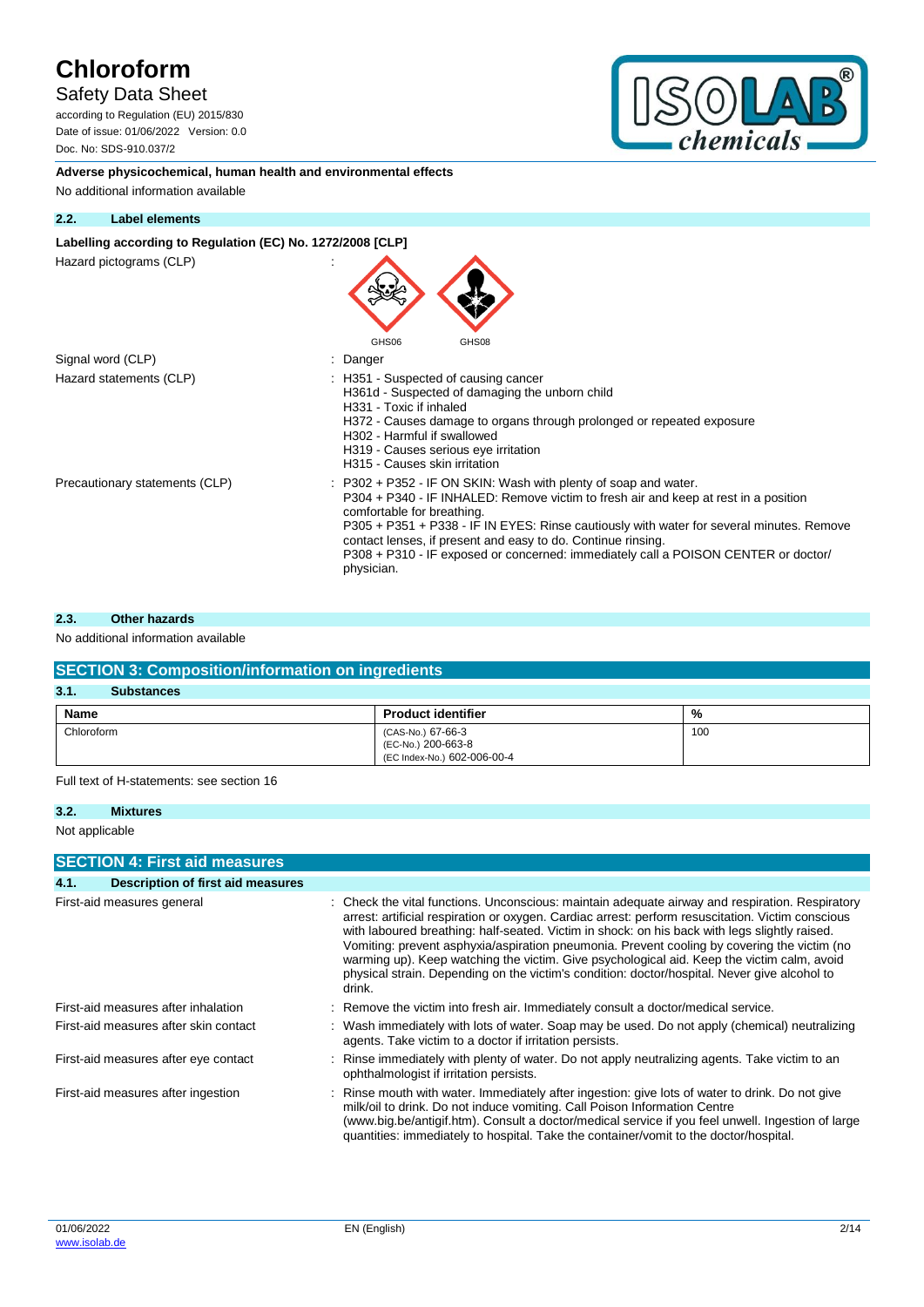**Adverse physicochemical, human health and environmental effects**

No additional information available

### 2.2. Label elements

**Labelling according to Regulation (EC) No. 1272/2008 [CLP]**

Hazard pictograms (CLP) :

GHS06 GHS08

Signal word (CLP) : Danger

Hazard statements (CLP) :
H351 - Suspected of causing cancer
H361d - Suspected of damaging the unborn child
H331 - Toxic if inhaled
H372 - Causes damage to organs through prolonged or repeated exposure
H302 - Harmful if swallowed
H319 - Causes serious eye irritation
H315 - Causes skin irritation

Precautionary statements (CLP) :
P302 + P352 - IF ON SKIN: Wash with plenty of soap and water.
P304 + P340 - IF INHALED: Remove victim to fresh air and keep at rest in a position comfortable for breathing.
P305 + P351 + P338 - IF IN EYES: Rinse cautiously with water for several minutes. Remove contact lenses, if present and easy to do. Continue rinsing.
P308 + P310 - IF exposed or concerned: immediately call a POISON CENTER or doctor/ physician.

### 2.3. Other hazards

No additional information available

## SECTION 3: Composition/information on ingredients

### 3.1. Substances

| Name | Product identifier | % |
|---|---|---|
| Chloroform | (CAS-No.) 67-66-3<br>(EC-No.) 200-663-8<br>(EC Index-No.) 602-006-00-4 | 100 |

Full text of H-statements: see section 16

### 3.2. Mixtures

Not applicable

## SECTION 4: First aid measures

### 4.1. Description of first aid measures

First-aid measures general : Check the vital functions. Unconscious: maintain adequate airway and respiration. Respiratory arrest: artificial respiration or oxygen. Cardiac arrest: perform resuscitation. Victim conscious with laboured breathing: half-seated. Victim in shock: on his back with legs slightly raised. Vomiting: prevent asphyxia/aspiration pneumonia. Prevent cooling by covering the victim (no warming up). Keep watching the victim. Give psychological aid. Keep the victim calm, avoid physical strain. Depending on the victim's condition: doctor/hospital. Never give alcohol to drink.

First-aid measures after inhalation : Remove the victim into fresh air. Immediately consult a doctor/medical service.

First-aid measures after skin contact : Wash immediately with lots of water. Soap may be used. Do not apply (chemical) neutralizing agents. Take victim to a doctor if irritation persists.

First-aid measures after eye contact : Rinse immediately with plenty of water. Do not apply neutralizing agents. Take victim to an ophthalmologist if irritation persists.

First-aid measures after ingestion : Rinse mouth with water. Immediately after ingestion: give lots of water to drink. Do not give milk/oil to drink. Do not induce vomiting. Call Poison Information Centre (www.big.be/antigif.htm). Consult a doctor/medical service if you feel unwell. Ingestion of large quantities: immediately to hospital. Take the container/vomit to the doctor/hospital.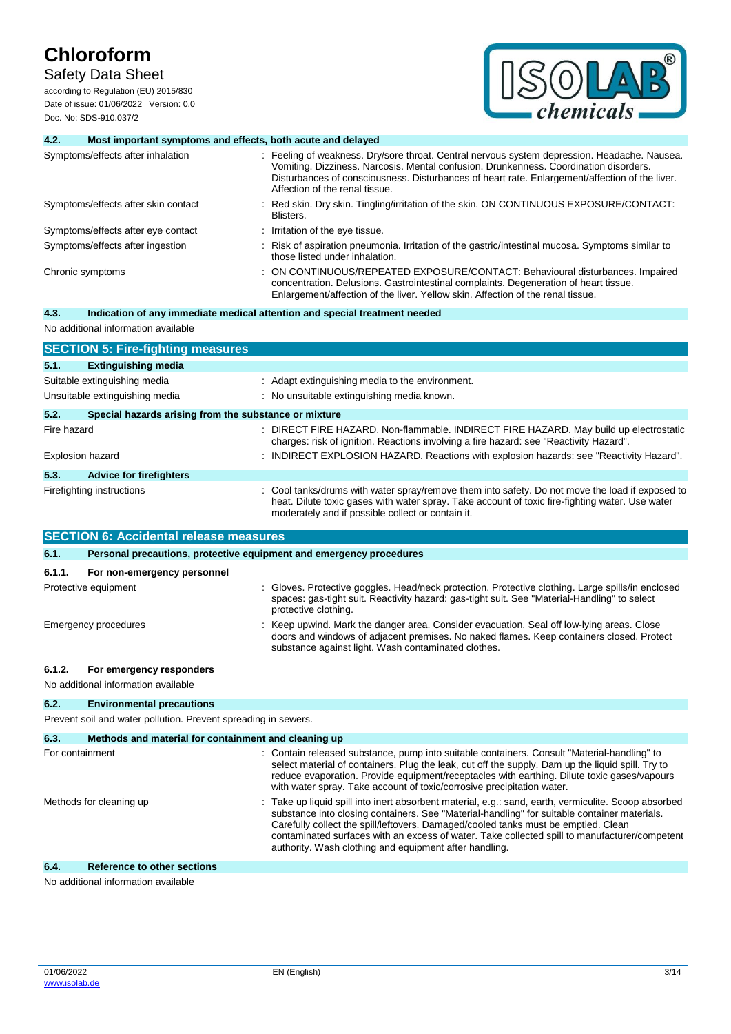#### 4.2. Most important symptoms and effects, both acute and delayed

| | |
|---|---|
| Symptoms/effects after inhalation | : Feeling of weakness. Dry/sore throat. Central nervous system depression. Headache. Nausea. Vomiting. Dizziness. Narcosis. Mental confusion. Drunkenness. Coordination disorders. Disturbances of consciousness. Disturbances of heart rate. Enlargement/affection of the liver. Affection of the renal tissue. |
| Symptoms/effects after skin contact | : Red skin. Dry skin. Tingling/irritation of the skin. ON CONTINUOUS EXPOSURE/CONTACT: Blisters. |
| Symptoms/effects after eye contact | : Irritation of the eye tissue. |
| Symptoms/effects after ingestion | : Risk of aspiration pneumonia. Irritation of the gastric/intestinal mucosa. Symptoms similar to those listed under inhalation. |
| Chronic symptoms | : ON CONTINUOUS/REPEATED EXPOSURE/CONTACT: Behavioural disturbances. Impaired concentration. Delusions. Gastrointestinal complaints. Degeneration of heart tissue. Enlargement/affection of the liver. Yellow skin. Affection of the renal tissue. |

#### 4.3. Indication of any immediate medical attention and special treatment needed

No additional information available

## SECTION 5: Fire-fighting measures

#### 5.1. Extinguishing media

| | |
|---|---|
| Suitable extinguishing media | : Adapt extinguishing media to the environment. |
| Unsuitable extinguishing media | : No unsuitable extinguishing media known. |

#### 5.2. Special hazards arising from the substance or mixture

| | |
|---|---|
| Fire hazard | : DIRECT FIRE HAZARD. Non-flammable. INDIRECT FIRE HAZARD. May build up electrostatic charges: risk of ignition. Reactions involving a fire hazard: see "Reactivity Hazard". |
| Explosion hazard | : INDIRECT EXPLOSION HAZARD. Reactions with explosion hazards: see "Reactivity Hazard". |

#### 5.3. Advice for firefighters

| | |
|---|---|
| Firefighting instructions | : Cool tanks/drums with water spray/remove them into safety. Do not move the load if exposed to heat. Dilute toxic gases with water spray. Take account of toxic fire-fighting water. Use water moderately and if possible collect or contain it. |

## SECTION 6: Accidental release measures

#### 6.1. Personal precautions, protective equipment and emergency procedures

##### 6.1.1. For non-emergency personnel

| | |
|---|---|
| Protective equipment | : Gloves. Protective goggles. Head/neck protection. Protective clothing. Large spills/in enclosed spaces: gas-tight suit. Reactivity hazard: gas-tight suit. See "Material-Handling" to select protective clothing. |
| Emergency procedures | : Keep upwind. Mark the danger area. Consider evacuation. Seal off low-lying areas. Close doors and windows of adjacent premises. No naked flames. Keep containers closed. Protect substance against light. Wash contaminated clothes. |

##### 6.1.2. For emergency responders

No additional information available

#### 6.2. Environmental precautions

Prevent soil and water pollution. Prevent spreading in sewers.

#### 6.3. Methods and material for containment and cleaning up

| | |
|---|---|
| For containment | : Contain released substance, pump into suitable containers. Consult "Material-handling" to select material of containers. Plug the leak, cut off the supply. Dam up the liquid spill. Try to reduce evaporation. Provide equipment/receptacles with earthing. Dilute toxic gases/vapours with water spray. Take account of toxic/corrosive precipitation water. |
| Methods for cleaning up | : Take up liquid spill into inert absorbent material, e.g.: sand, earth, vermiculite. Scoop absorbed substance into closing containers. See "Material-handling" for suitable container materials. Carefully collect the spill/leftovers. Damaged/cooled tanks must be emptied. Clean contaminated surfaces with an excess of water. Take collected spill to manufacturer/competent authority. Wash clothing and equipment after handling. |

#### 6.4. Reference to other sections

No additional information available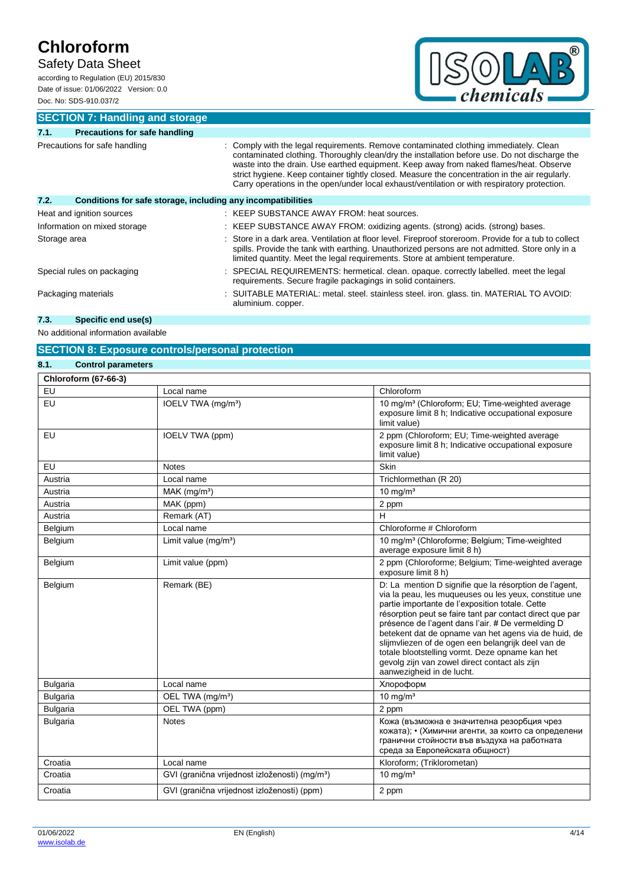## SECTION 7: Handling and storage

### 7.1. Precautions for safe handling

Precautions for safe handling : Comply with the legal requirements. Remove contaminated clothing immediately. Clean contaminated clothing. Thoroughly clean/dry the installation before use. Do not discharge the waste into the drain. Use earthed equipment. Keep away from naked flames/heat. Observe strict hygiene. Keep container tightly closed. Measure the concentration in the air regularly. Carry operations in the open/under local exhaust/ventilation or with respiratory protection.

### 7.2. Conditions for safe storage, including any incompatibilities

Heat and ignition sources : KEEP SUBSTANCE AWAY FROM: heat sources.

Information on mixed storage : KEEP SUBSTANCE AWAY FROM: oxidizing agents. (strong) acids. (strong) bases.

Storage area : Store in a dark area. Ventilation at floor level. Fireproof storeroom. Provide for a tub to collect spills. Provide the tank with earthing. Unauthorized persons are not admitted. Store only in a limited quantity. Meet the legal requirements. Store at ambient temperature.

Special rules on packaging : SPECIAL REQUIREMENTS: hermetical. clean. opaque. correctly labelled. meet the legal requirements. Secure fragile packagings in solid containers.

Packaging materials : SUITABLE MATERIAL: metal. steel. stainless steel. iron. glass. tin. MATERIAL TO AVOID: aluminium. copper.

### 7.3. Specific end use(s)

No additional information available

## SECTION 8: Exposure controls/personal protection

### 8.1. Control parameters

| Chloroform (67-66-3) | | |
|---|---|---|
| EU | Local name | Chloroform |
| EU | IOELV TWA (mg/m³) | 10 mg/m³ (Chloroform; EU; Time-weighted average exposure limit 8 h; Indicative occupational exposure limit value) |
| EU | IOELV TWA (ppm) | 2 ppm (Chloroform; EU; Time-weighted average exposure limit 8 h; Indicative occupational exposure limit value) |
| EU | Notes | Skin |
| Austria | Local name | Trichlormethan (R 20) |
| Austria | MAK (mg/m³) | 10 mg/m³ |
| Austria | MAK (ppm) | 2 ppm |
| Austria | Remark (AT) | H |
| Belgium | Local name | Chloroforme # Chloroform |
| Belgium | Limit value (mg/m³) | 10 mg/m³ (Chloroforme; Belgium; Time-weighted average exposure limit 8 h) |
| Belgium | Limit value (ppm) | 2 ppm (Chloroforme; Belgium; Time-weighted average exposure limit 8 h) |
| Belgium | Remark (BE) | D: La mention D signifie que la résorption de l'agent, via la peau, les muqueuses ou les yeux, constitue une partie importante de l'exposition totale. Cette résorption peut se faire tant par contact direct que par présence de l'agent dans l'air. # De vermelding D betekent dat de opname van het agens via de huid, de slijmvliezen of de ogen een belangrijk deel van de totale blootstelling vormt. Deze opname kan het gevolg zijn van zowel direct contact als zijn aanwezigheid in de lucht. |
| Bulgaria | Local name | Хлороформ |
| Bulgaria | OEL TWA (mg/m³) | 10 mg/m³ |
| Bulgaria | OEL TWA (ppm) | 2 ppm |
| Bulgaria | Notes | Кожа (възможна е значителна резорбция чрез кожата); • (Химични агенти, за които са определени гранични стойности във въздуха на работната среда за Европейската общност) |
| Croatia | Local name | Kloroform; (Triklorometan) |
| Croatia | GVI (granična vrijednost izloženosti) (mg/m³) | 10 mg/m³ |
| Croatia | GVI (granična vrijednost izloženosti) (ppm) | 2 ppm |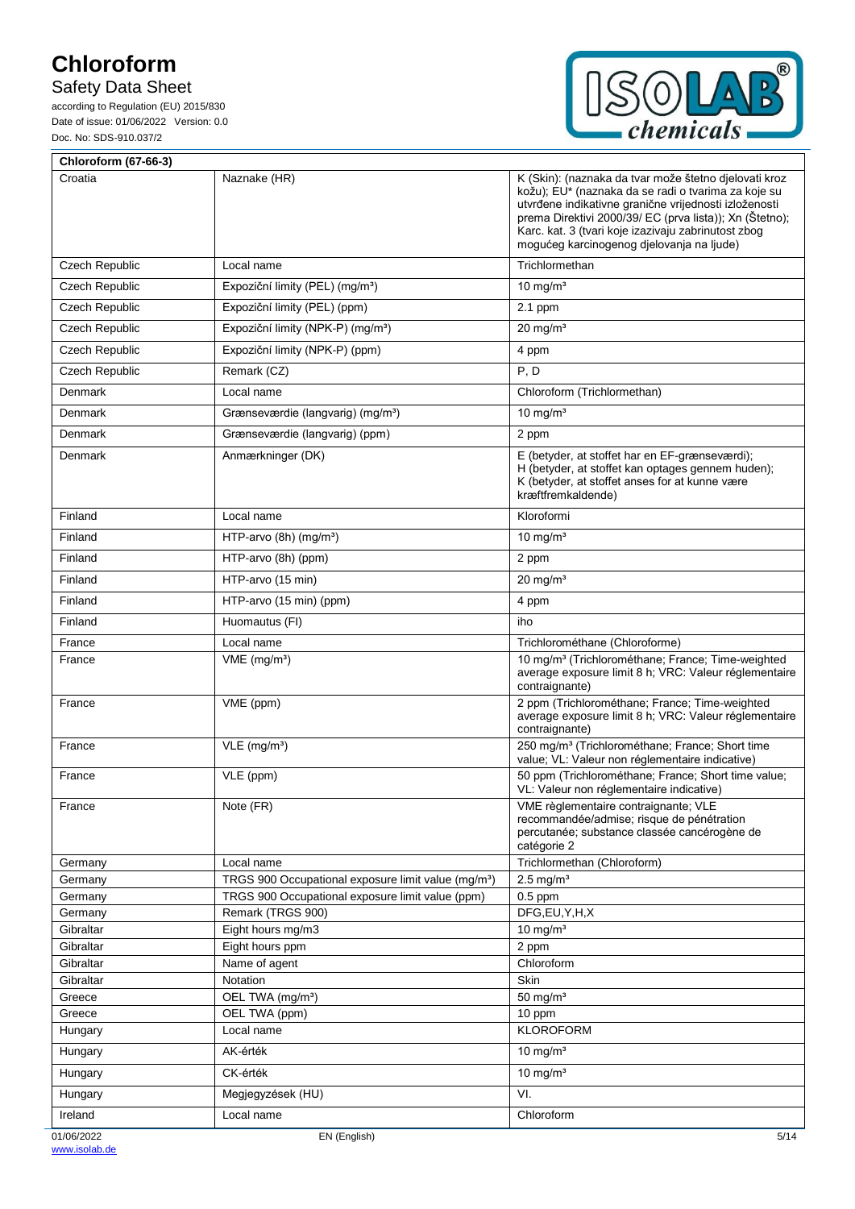| Chloroform (67-66-3) | | |
|---|---|---|
| Croatia | Naznake (HR) | K (Skin): (naznaka da tvar može štetno djelovati kroz kožu); EU* (naznaka da se radi o tvarima za koje su utvrđene indikativne granične vrijednosti izloženosti prema Direktivi 2000/39/ EC (prva lista)); Xn (Štetno); Karc. kat. 3 (tvari koje izazivaju zabrinutost zbog mogućeg karcinogenog djelovanja na ljude) |
| Czech Republic | Local name | Trichlormethan |
| Czech Republic | Expoziční limity (PEL) (mg/m³) | 10 mg/m³ |
| Czech Republic | Expoziční limity (PEL) (ppm) | 2.1 ppm |
| Czech Republic | Expoziční limity (NPK-P) (mg/m³) | 20 mg/m³ |
| Czech Republic | Expoziční limity (NPK-P) (ppm) | 4 ppm |
| Czech Republic | Remark (CZ) | P, D |
| Denmark | Local name | Chloroform (Trichlormethan) |
| Denmark | Grænseværdie (langvarig) (mg/m³) | 10 mg/m³ |
| Denmark | Grænseværdie (langvarig) (ppm) | 2 ppm |
| Denmark | Anmærkninger (DK) | E (betyder, at stoffet har en EF-grænseværdi); H (betyder, at stoffet kan optages gennem huden); K (betyder, at stoffet anses for at kunne være kræftfremkaldende) |
| Finland | Local name | Kloroformi |
| Finland | HTP-arvo (8h) (mg/m³) | 10 mg/m³ |
| Finland | HTP-arvo (8h) (ppm) | 2 ppm |
| Finland | HTP-arvo (15 min) | 20 mg/m³ |
| Finland | HTP-arvo (15 min) (ppm) | 4 ppm |
| Finland | Huomautus (FI) | iho |
| France | Local name | Trichlorométhane (Chloroforme) |
| France | VME (mg/m³) | 10 mg/m³ (Trichlorométhane; France; Time-weighted average exposure limit 8 h; VRC: Valeur réglementaire contraignante) |
| France | VME (ppm) | 2 ppm (Trichlorométhane; France; Time-weighted average exposure limit 8 h; VRC: Valeur réglementaire contraignante) |
| France | VLE (mg/m³) | 250 mg/m³ (Trichlorométhane; France; Short time value; VL: Valeur non réglementaire indicative) |
| France | VLE (ppm) | 50 ppm (Trichlorométhane; France; Short time value; VL: Valeur non réglementaire indicative) |
| France | Note (FR) | VME règlementaire contraignante; VLE recommandée/admise; risque de pénétration percutanée; substance classée cancérogène de catégorie 2 |
| Germany | Local name | Trichlormethan (Chloroform) |
| Germany | TRGS 900 Occupational exposure limit value (mg/m³) | 2.5 mg/m³ |
| Germany | TRGS 900 Occupational exposure limit value (ppm) | 0.5 ppm |
| Germany | Remark (TRGS 900) | DFG,EU,Y,H,X |
| Gibraltar | Eight hours mg/m3 | 10 mg/m³ |
| Gibraltar | Eight hours ppm | 2 ppm |
| Gibraltar | Name of agent | Chloroform |
| Gibraltar | Notation | Skin |
| Greece | OEL TWA (mg/m³) | 50 mg/m³ |
| Greece | OEL TWA (ppm) | 10 ppm |
| Hungary | Local name | KLOROFORM |
| Hungary | AK-érték | 10 mg/m³ |
| Hungary | CK-érték | 10 mg/m³ |
| Hungary | Megjegyzések (HU) | VI. |
| Ireland | Local name | Chloroform |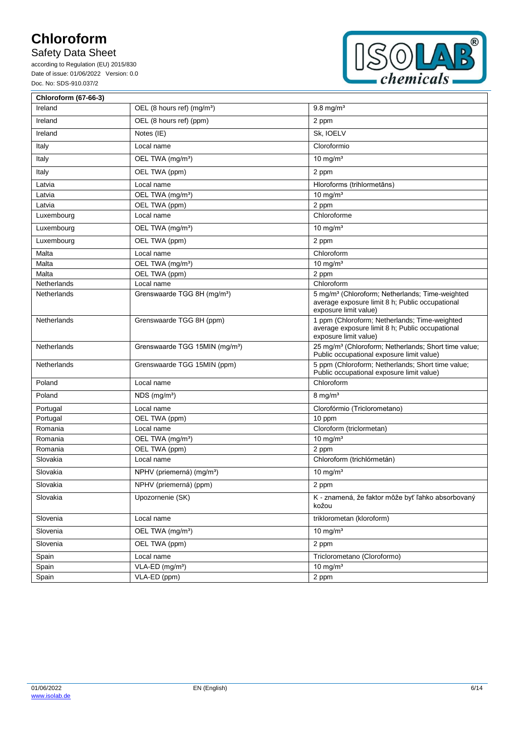| Chloroform (67-66-3) | | |
|---|---|---|
| Ireland | OEL (8 hours ref) (mg/m³) | 9.8 mg/m³ |
| Ireland | OEL (8 hours ref) (ppm) | 2 ppm |
| Ireland | Notes (IE) | Sk, IOELV |
| Italy | Local name | Cloroformio |
| Italy | OEL TWA (mg/m³) | 10 mg/m³ |
| Italy | OEL TWA (ppm) | 2 ppm |
| Latvia | Local name | Hloroforms (trihlormetāns) |
| Latvia | OEL TWA (mg/m³) | 10 mg/m³ |
| Latvia | OEL TWA (ppm) | 2 ppm |
| Luxembourg | Local name | Chloroforme |
| Luxembourg | OEL TWA (mg/m³) | 10 mg/m³ |
| Luxembourg | OEL TWA (ppm) | 2 ppm |
| Malta | Local name | Chloroform |
| Malta | OEL TWA (mg/m³) | 10 mg/m³ |
| Malta | OEL TWA (ppm) | 2 ppm |
| Netherlands | Local name | Chloroform |
| Netherlands | Grenswaarde TGG 8H (mg/m³) | 5 mg/m³ (Chloroform; Netherlands; Time-weighted average exposure limit 8 h; Public occupational exposure limit value) |
| Netherlands | Grenswaarde TGG 8H (ppm) | 1 ppm (Chloroform; Netherlands; Time-weighted average exposure limit 8 h; Public occupational exposure limit value) |
| Netherlands | Grenswaarde TGG 15MIN (mg/m³) | 25 mg/m³ (Chloroform; Netherlands; Short time value; Public occupational exposure limit value) |
| Netherlands | Grenswaarde TGG 15MIN (ppm) | 5 ppm (Chloroform; Netherlands; Short time value; Public occupational exposure limit value) |
| Poland | Local name | Chloroform |
| Poland | NDS (mg/m³) | 8 mg/m³ |
| Portugal | Local name | Clorofórmio (Triclorometano) |
| Portugal | OEL TWA (ppm) | 10 ppm |
| Romania | Local name | Cloroform (triclormetan) |
| Romania | OEL TWA (mg/m³) | 10 mg/m³ |
| Romania | OEL TWA (ppm) | 2 ppm |
| Slovakia | Local name | Chloroform (trichlórmetán) |
| Slovakia | NPHV (priemerná) (mg/m³) | 10 mg/m³ |
| Slovakia | NPHV (priemerná) (ppm) | 2 ppm |
| Slovakia | Upozornenie (SK) | K - znamená, že faktor môže byť ľahko absorbovaný kožou |
| Slovenia | Local name | triklorometan (kloroform) |
| Slovenia | OEL TWA (mg/m³) | 10 mg/m³ |
| Slovenia | OEL TWA (ppm) | 2 ppm |
| Spain | Local name | Triclorometano (Cloroformo) |
| Spain | VLA-ED (mg/m³) | 10 mg/m³ |
| Spain | VLA-ED (ppm) | 2 ppm |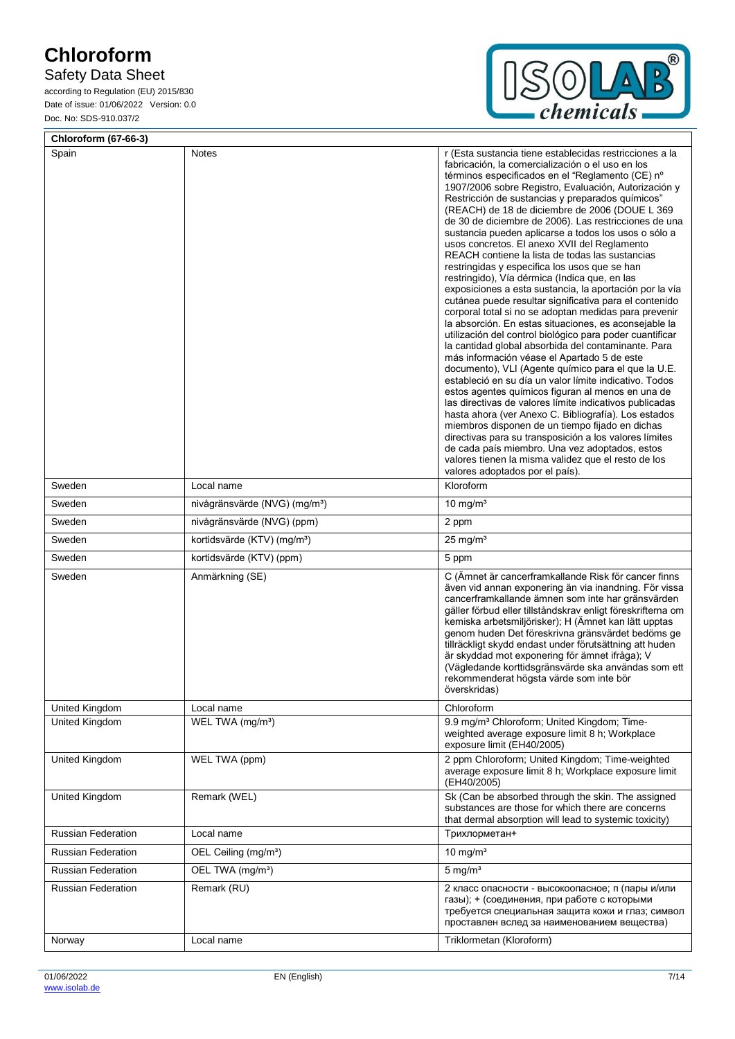| Chloroform (67-66-3) | | |
|---|---|---|
| Spain | Notes | r (Esta sustancia tiene establecidas restricciones a la fabricación, la comercialización o el uso en los términos especificados en el "Reglamento (CE) nº 1907/2006 sobre Registro, Evaluación, Autorización y Restricción de sustancias y preparados químicos" (REACH) de 18 de diciembre de 2006 (DOUE L 369 de 30 de diciembre de 2006). Las restricciones de una sustancia pueden aplicarse a todos los usos o sólo a usos concretos. El anexo XVII del Reglamento REACH contiene la lista de todas las sustancias restringidas y especifica los usos que se han restringido), Vía dérmica (Indica que, en las exposiciones a esta sustancia, la aportación por la vía cutánea puede resultar significativa para el contenido corporal total si no se adoptan medidas para prevenir la absorción. En estas situaciones, es aconsejable la utilización del control biológico para poder cuantificar la cantidad global absorbida del contaminante. Para más información véase el Apartado 5 de este documento), VLI (Agente químico para el que la U.E. estableció en su día un valor límite indicativo. Todos estos agentes químicos figuran al menos en una de las directivas de valores límite indicativos publicadas hasta ahora (ver Anexo C. Bibliografía). Los estados miembros disponen de un tiempo fijado en dichas directivas para su transposición a los valores límites de cada país miembro. Una vez adoptados, estos valores tienen la misma validez que el resto de los valores adoptados por el país). |
| Sweden | Local name | Kloroform |
| Sweden | nivågränsvärde (NVG) (mg/m³) | 10 mg/m³ |
| Sweden | nivågränsvärde (NVG) (ppm) | 2 ppm |
| Sweden | kortidsvärde (KTV) (mg/m³) | 25 mg/m³ |
| Sweden | kortidsvärde (KTV) (ppm) | 5 ppm |
| Sweden | Anmärkning (SE) | C (Ämnet är cancerframkallande Risk för cancer finns även vid annan exponering än via inandning. För vissa cancerframkallande ämnen som inte har gränsvärden gäller förbud eller tillståndskrav enligt föreskrifterna om kemiska arbetsmiljörisker); H (Ämnet kan lätt upptas genom huden Det föreskrivna gränsvärdet bedöms ge tillräckligt skydd endast under förutsättning att huden är skyddad mot exponering för ämnet ifråga); V (Vägledande korttidsgränsvärde ska användas som ett rekommenderat högsta värde som inte bör överskridas) |
| United Kingdom | Local name | Chloroform |
| United Kingdom | WEL TWA (mg/m³) | 9.9 mg/m³ Chloroform; United Kingdom; Time-weighted average exposure limit 8 h; Workplace exposure limit (EH40/2005) |
| United Kingdom | WEL TWA (ppm) | 2 ppm Chloroform; United Kingdom; Time-weighted average exposure limit 8 h; Workplace exposure limit (EH40/2005) |
| United Kingdom | Remark (WEL) | Sk (Can be absorbed through the skin. The assigned substances are those for which there are concerns that dermal absorption will lead to systemic toxicity) |
| Russian Federation | Local name | Трихлорметан+ |
| Russian Federation | OEL Ceiling (mg/m³) | 10 mg/m³ |
| Russian Federation | OEL TWA (mg/m³) | 5 mg/m³ |
| Russian Federation | Remark (RU) | 2 класс опасности - высокоопасное; п (пары и/или газы); + (соединения, при работе с которыми требуется специальная защита кожи и глаз; символ проставлен вслед за наименованием вещества) |
| Norway | Local name | Triklormetan (Kloroform) |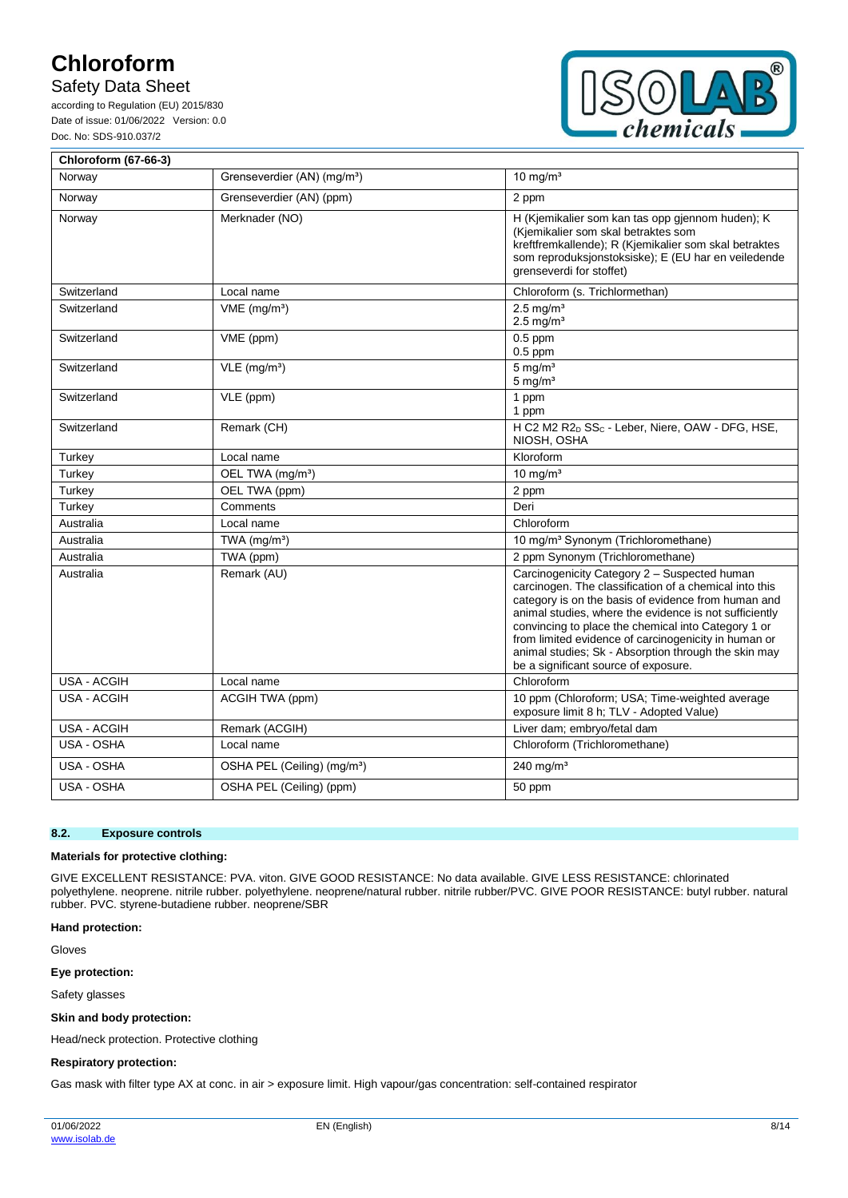| Chloroform (67-66-3) | | |
|---|---|---|
| Norway | Grenseverdier (AN) (mg/m³) | 10 mg/m³ |
| Norway | Grenseverdier (AN) (ppm) | 2 ppm |
| Norway | Merknader (NO) | H (Kjemikalier som kan tas opp gjennom huden); K (Kjemikalier som skal betraktes som kreftfremkallende); R (Kjemikalier som skal betraktes som reproduksjonstoksiske); E (EU har en veiledende grenseverdi for stoffet) |
| Switzerland | Local name | Chloroform (s. Trichlormethan) |
| Switzerland | VME (mg/m³) | 2.5 mg/m³<br>2.5 mg/m³ |
| Switzerland | VME (ppm) | 0.5 ppm<br>0.5 ppm |
| Switzerland | VLE (mg/m³) | 5 mg/m³<br>5 mg/m³ |
| Switzerland | VLE (ppm) | 1 ppm<br>1 ppm |
| Switzerland | Remark (CH) | H C2 M2 $R2_D$ $SS_C$ - Leber, Niere, OAW - DFG, HSE, NIOSH, OSHA |
| Turkey | Local name | Kloroform |
| Turkey | OEL TWA (mg/m³) | 10 mg/m³ |
| Turkey | OEL TWA (ppm) | 2 ppm |
| Turkey | Comments | Deri |
| Australia | Local name | Chloroform |
| Australia | TWA (mg/m³) | 10 mg/m³ Synonym (Trichloromethane) |
| Australia | TWA (ppm) | 2 ppm Synonym (Trichloromethane) |
| Australia | Remark (AU) | Carcinogenicity Category 2 – Suspected human carcinogen. The classification of a chemical into this category is on the basis of evidence from human and animal studies, where the evidence is not sufficiently convincing to place the chemical into Category 1 or from limited evidence of carcinogenicity in human or animal studies; Sk - Absorption through the skin may be a significant source of exposure. |
| USA - ACGIH | Local name | Chloroform |
| USA - ACGIH | ACGIH TWA (ppm) | 10 ppm (Chloroform; USA; Time-weighted average exposure limit 8 h; TLV - Adopted Value) |
| USA - ACGIH | Remark (ACGIH) | Liver dam; embryo/fetal dam |
| USA - OSHA | Local name | Chloroform (Trichloromethane) |
| USA - OSHA | OSHA PEL (Ceiling) (mg/m³) | 240 mg/m³ |
| USA - OSHA | OSHA PEL (Ceiling) (ppm) | 50 ppm |

### 8.2. Exposure controls

**Materials for protective clothing:**

GIVE EXCELLENT RESISTANCE: PVA. viton. GIVE GOOD RESISTANCE: No data available. GIVE LESS RESISTANCE: chlorinated polyethylene. neoprene. nitrile rubber. polyethylene. neoprene/natural rubber. nitrile rubber/PVC. GIVE POOR RESISTANCE: butyl rubber. natural rubber. PVC. styrene-butadiene rubber. neoprene/SBR

**Hand protection:**

Gloves

**Eye protection:**

Safety glasses

**Skin and body protection:**

Head/neck protection. Protective clothing

**Respiratory protection:**

Gas mask with filter type AX at conc. in air > exposure limit. High vapour/gas concentration: self-contained respirator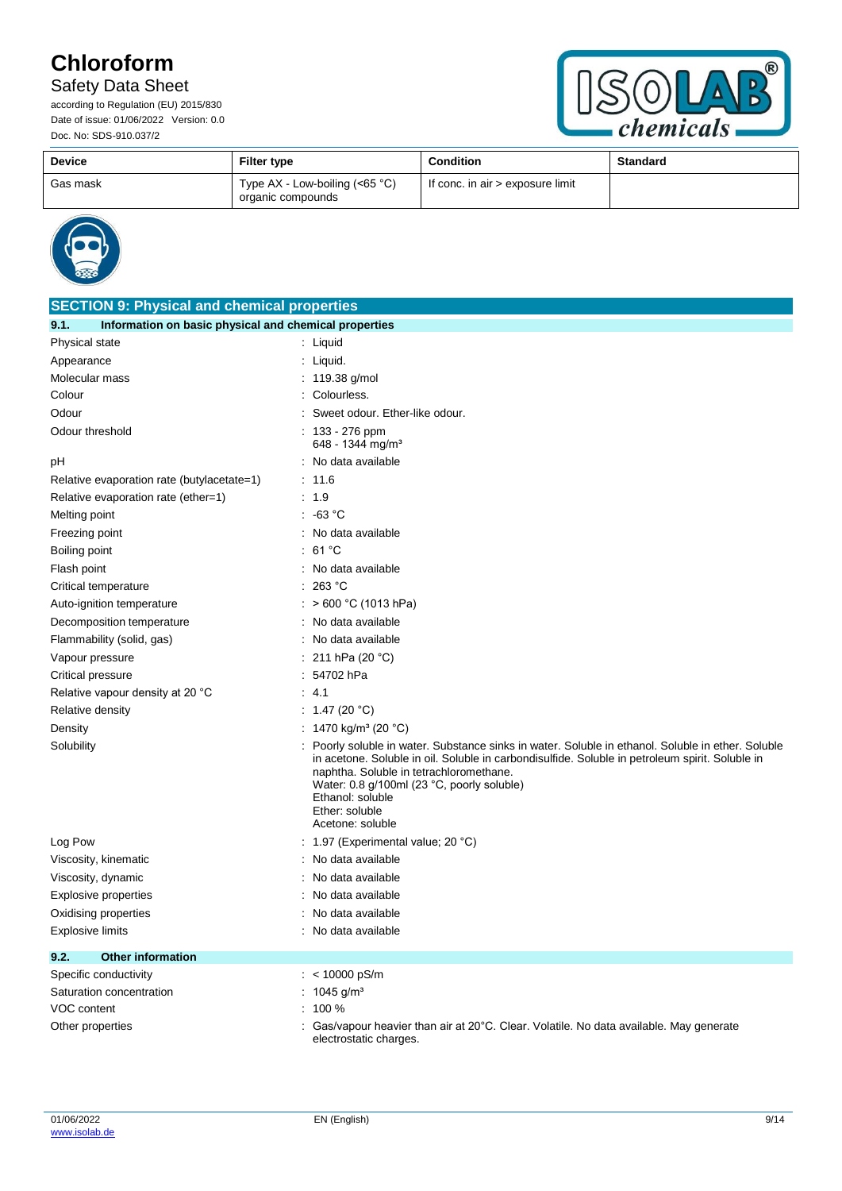| Device | Filter type | Condition | Standard |
|---|---|---|---|
| Gas mask | Type AX - Low-boiling (<65 °C) organic compounds | If conc. in air > exposure limit | |

## SECTION 9: Physical and chemical properties

### 9.1. Information on basic physical and chemical properties

| | |
|---|---|
| Physical state | : Liquid |
| Appearance | : Liquid. |
| Molecular mass | : 119.38 g/mol |
| Colour | : Colourless. |
| Odour | : Sweet odour. Ether-like odour. |
| Odour threshold | : 133 - 276 ppm<br>648 - 1344 mg/m³ |
| pH | : No data available |
| Relative evaporation rate (butylacetate=1) | : 11.6 |
| Relative evaporation rate (ether=1) | : 1.9 |
| Melting point | : -63 °C |
| Freezing point | : No data available |
| Boiling point | : 61 °C |
| Flash point | : No data available |
| Critical temperature | : 263 °C |
| Auto-ignition temperature | : > 600 °C (1013 hPa) |
| Decomposition temperature | : No data available |
| Flammability (solid, gas) | : No data available |
| Vapour pressure | : 211 hPa (20 °C) |
| Critical pressure | : 54702 hPa |
| Relative vapour density at 20 °C | : 4.1 |
| Relative density | : 1.47 (20 °C) |
| Density | : 1470 kg/m³ (20 °C) |
| Solubility | : Poorly soluble in water. Substance sinks in water. Soluble in ethanol. Soluble in ether. Soluble in acetone. Soluble in oil. Soluble in carbondisulfide. Soluble in petroleum spirit. Soluble in naphtha. Soluble in tetrachloromethane.<br>Water: 0.8 g/100ml (23 °C, poorly soluble)<br>Ethanol: soluble<br>Ether: soluble<br>Acetone: soluble |
| Log Pow | : 1.97 (Experimental value; 20 °C) |
| Viscosity, kinematic | : No data available |
| Viscosity, dynamic | : No data available |
| Explosive properties | : No data available |
| Oxidising properties | : No data available |
| Explosive limits | : No data available |

### 9.2. Other information

| | |
|---|---|
| Specific conductivity | : < 10000 pS/m |
| Saturation concentration | : 1045 g/m³ |
| VOC content | : 100 % |
| Other properties | : Gas/vapour heavier than air at 20°C. Clear. Volatile. No data available. May generate electrostatic charges. |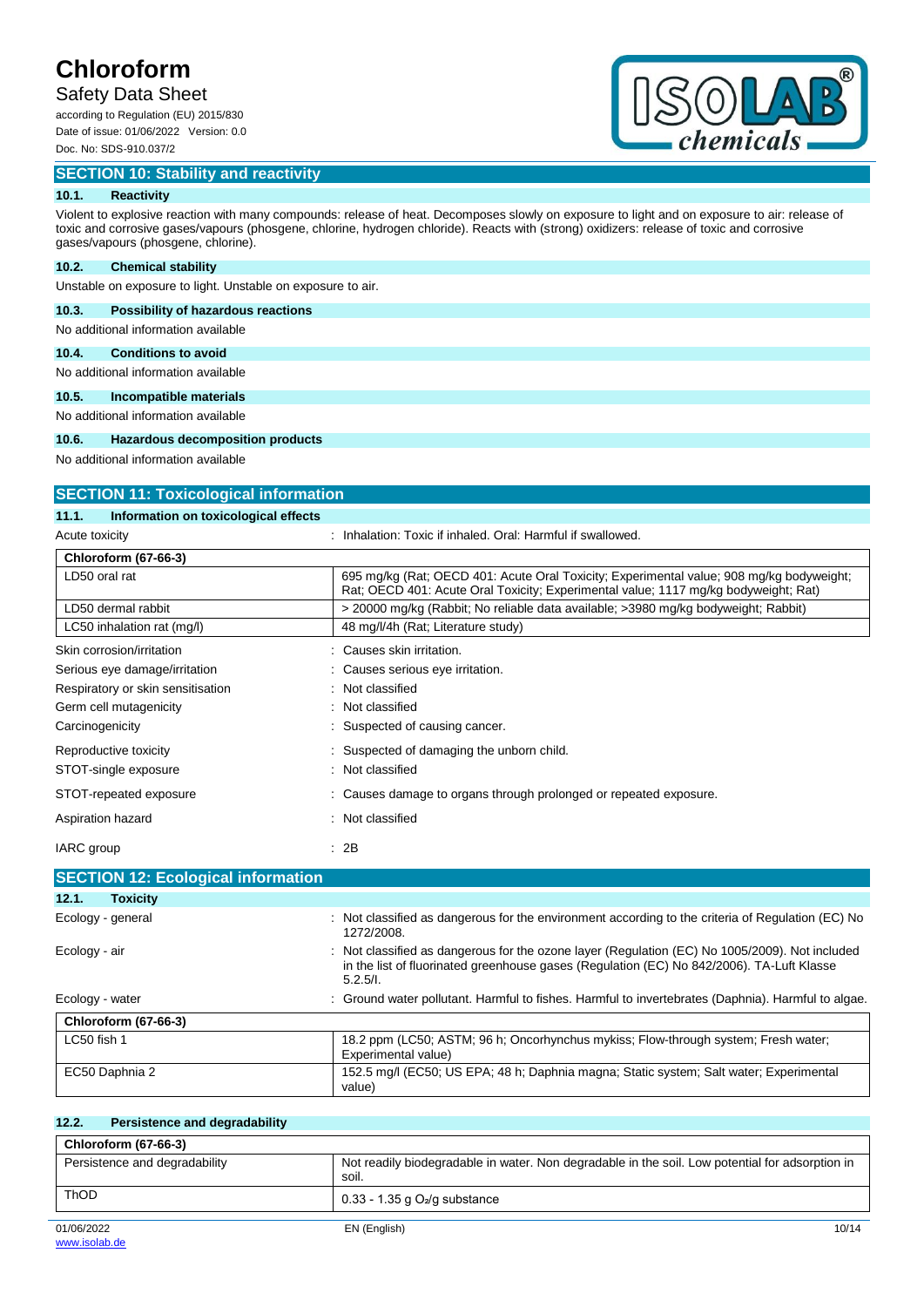## SECTION 10: Stability and reactivity

### 10.1. Reactivity

Violent to explosive reaction with many compounds: release of heat. Decomposes slowly on exposure to light and on exposure to air: release of toxic and corrosive gases/vapours (phosgene, chlorine, hydrogen chloride). Reacts with (strong) oxidizers: release of toxic and corrosive gases/vapours (phosgene, chlorine).

### 10.2. Chemical stability

Unstable on exposure to light. Unstable on exposure to air.

### 10.3. Possibility of hazardous reactions

No additional information available

### 10.4. Conditions to avoid

No additional information available

### 10.5. Incompatible materials

No additional information available

### 10.6. Hazardous decomposition products

No additional information available

## SECTION 11: Toxicological information

### 11.1. Information on toxicological effects

Acute toxicity : Inhalation: Toxic if inhaled. Oral: Harmful if swallowed.

| Chloroform (67-66-3) | |
|---|---|
| LD50 oral rat | 695 mg/kg (Rat; OECD 401: Acute Oral Toxicity; Experimental value; 908 mg/kg bodyweight; Rat; OECD 401: Acute Oral Toxicity; Experimental value; 1117 mg/kg bodyweight; Rat) |
| LD50 dermal rabbit | > 20000 mg/kg (Rabbit; No reliable data available; >3980 mg/kg bodyweight; Rabbit) |
| LC50 inhalation rat (mg/l) | 48 mg/l/4h (Rat; Literature study) |

Skin corrosion/irritation : Causes skin irritation.

Serious eye damage/irritation : Causes serious eye irritation.

Respiratory or skin sensitisation : Not classified

Germ cell mutagenicity : Not classified

Carcinogenicity : Suspected of causing cancer.

Reproductive toxicity : Suspected of damaging the unborn child.

STOT-single exposure : Not classified

STOT-repeated exposure : Causes damage to organs through prolonged or repeated exposure.

Aspiration hazard : Not classified

IARC group : 2B

## SECTION 12: Ecological information

### 12.1. Toxicity

Ecology - general : Not classified as dangerous for the environment according to the criteria of Regulation (EC) No 1272/2008.

Ecology - air : Not classified as dangerous for the ozone layer (Regulation (EC) No 1005/2009). Not included in the list of fluorinated greenhouse gases (Regulation (EC) No 842/2006). TA-Luft Klasse 5.2.5/I.

Ecology - water : Ground water pollutant. Harmful to fishes. Harmful to invertebrates (Daphnia). Harmful to algae.

| Chloroform (67-66-3) | |
|---|---|
| LC50 fish 1 | 18.2 ppm (LC50; ASTM; 96 h; Oncorhynchus mykiss; Flow-through system; Fresh water; Experimental value) |
| EC50 Daphnia 2 | 152.5 mg/l (EC50; US EPA; 48 h; Daphnia magna; Static system; Salt water; Experimental value) |

### 12.2. Persistence and degradability

| Chloroform (67-66-3) | |
|---|---|
| Persistence and degradability | Not readily biodegradable in water. Non degradable in the soil. Low potential for adsorption in soil. |
| ThOD | 0.33 - 1.35 g $O_2$/g substance |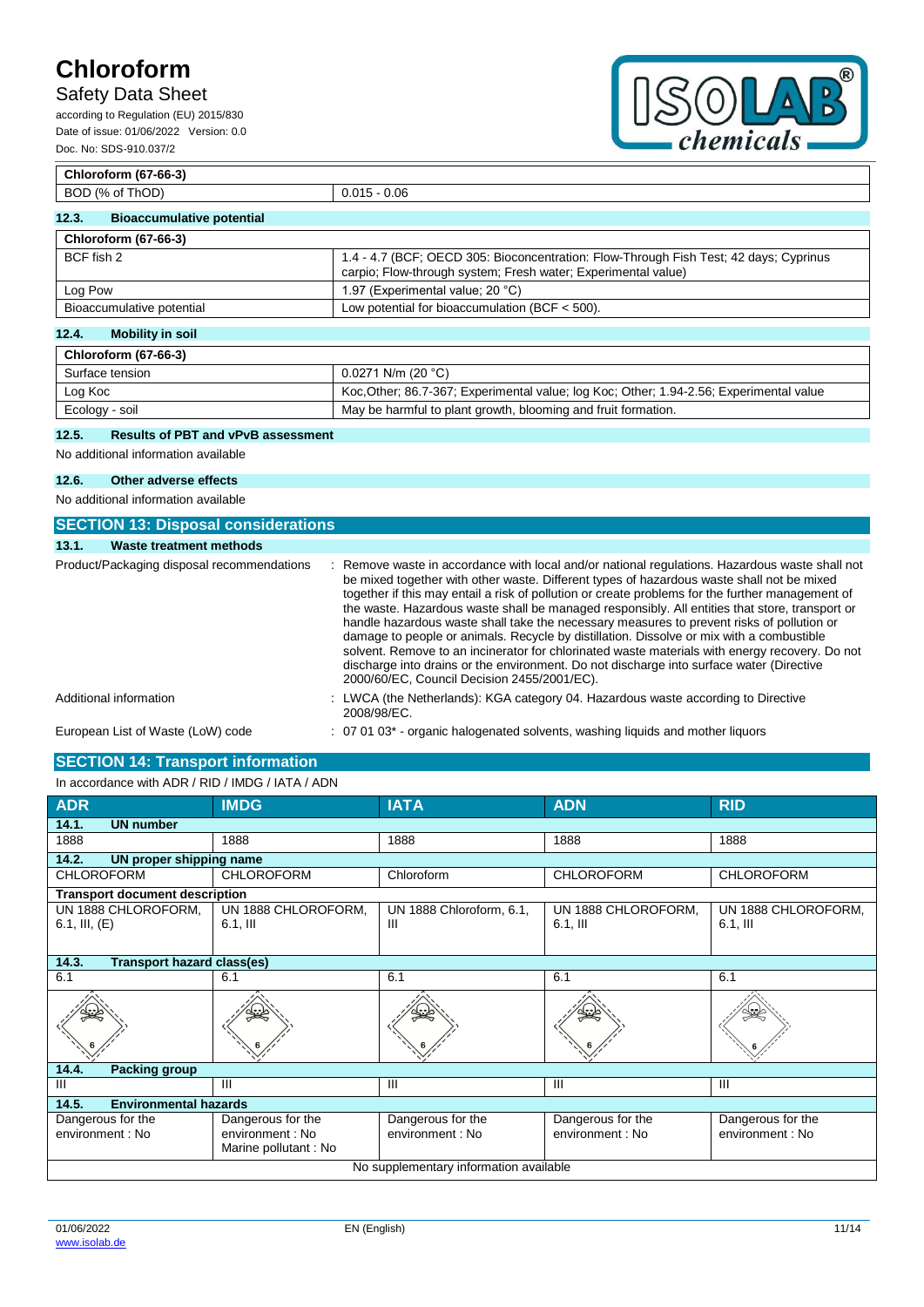| Chloroform (67-66-3) | |
|---|---|
| BOD (% of ThOD) | 0.015 - 0.06 |

### 12.3. Bioaccumulative potential

| Chloroform (67-66-3) | |
|---|---|
| BCF fish 2 | 1.4 - 4.7 (BCF; OECD 305: Bioconcentration: Flow-Through Fish Test; 42 days; Cyprinus carpio; Flow-through system; Fresh water; Experimental value) |
| Log Pow | 1.97 (Experimental value; 20 °C) |
| Bioaccumulative potential | Low potential for bioaccumulation (BCF < 500). |

### 12.4. Mobility in soil

| Chloroform (67-66-3) | |
|---|---|
| Surface tension | 0.0271 N/m (20 °C) |
| Log Koc | Koc,Other; 86.7-367; Experimental value; log Koc; Other; 1.94-2.56; Experimental value |
| Ecology - soil | May be harmful to plant growth, blooming and fruit formation. |

### 12.5. Results of PBT and vPvB assessment

No additional information available

### 12.6. Other adverse effects

No additional information available

## SECTION 13: Disposal considerations

### 13.1. Waste treatment methods

Product/Packaging disposal recommendations : Remove waste in accordance with local and/or national regulations. Hazardous waste shall not be mixed together with other waste. Different types of hazardous waste shall not be mixed together if this may entail a risk of pollution or create problems for the further management of the waste. Hazardous waste shall be managed responsibly. All entities that store, transport or handle hazardous waste shall take the necessary measures to prevent risks of pollution or damage to people or animals. Recycle by distillation. Dissolve or mix with a combustible solvent. Remove to an incinerator for chlorinated waste materials with energy recovery. Do not discharge into drains or the environment. Do not discharge into surface water (Directive 2000/60/EC, Council Decision 2455/2001/EC).

Additional information : LWCA (the Netherlands): KGA category 04. Hazardous waste according to Directive 2008/98/EC.

European List of Waste (LoW) code : 07 01 03* - organic halogenated solvents, washing liquids and mother liquors

## SECTION 14: Transport information

In accordance with ADR / RID / IMDG / IATA / ADN

| ADR | IMDG | IATA | ADN | RID |
|---|---|---|---|---|
| **14.1. UN number** | | | | |
| 1888 | 1888 | 1888 | 1888 | 1888 |
| **14.2. UN proper shipping name** | | | | |
| CHLOROFORM | CHLOROFORM | Chloroform | CHLOROFORM | CHLOROFORM |
| **Transport document description** | | | | |
| UN 1888 CHLOROFORM, 6.1, III, (E) | UN 1888 CHLOROFORM, 6.1, III | UN 1888 Chloroform, 6.1, III | UN 1888 CHLOROFORM, 6.1, III | UN 1888 CHLOROFORM, 6.1, III |
| **14.3. Transport hazard class(es)** | | | | |
| 6.1 | 6.1 | 6.1 | 6.1 | 6.1 |
| **14.4. Packing group** | | | | |
| III | III | III | III | III |
| **14.5. Environmental hazards** | | | | |
| Dangerous for the environment : No | Dangerous for the environment : No<br>Marine pollutant : No | Dangerous for the environment : No | Dangerous for the environment : No | Dangerous for the environment : No |
| No supplementary information available | | | | |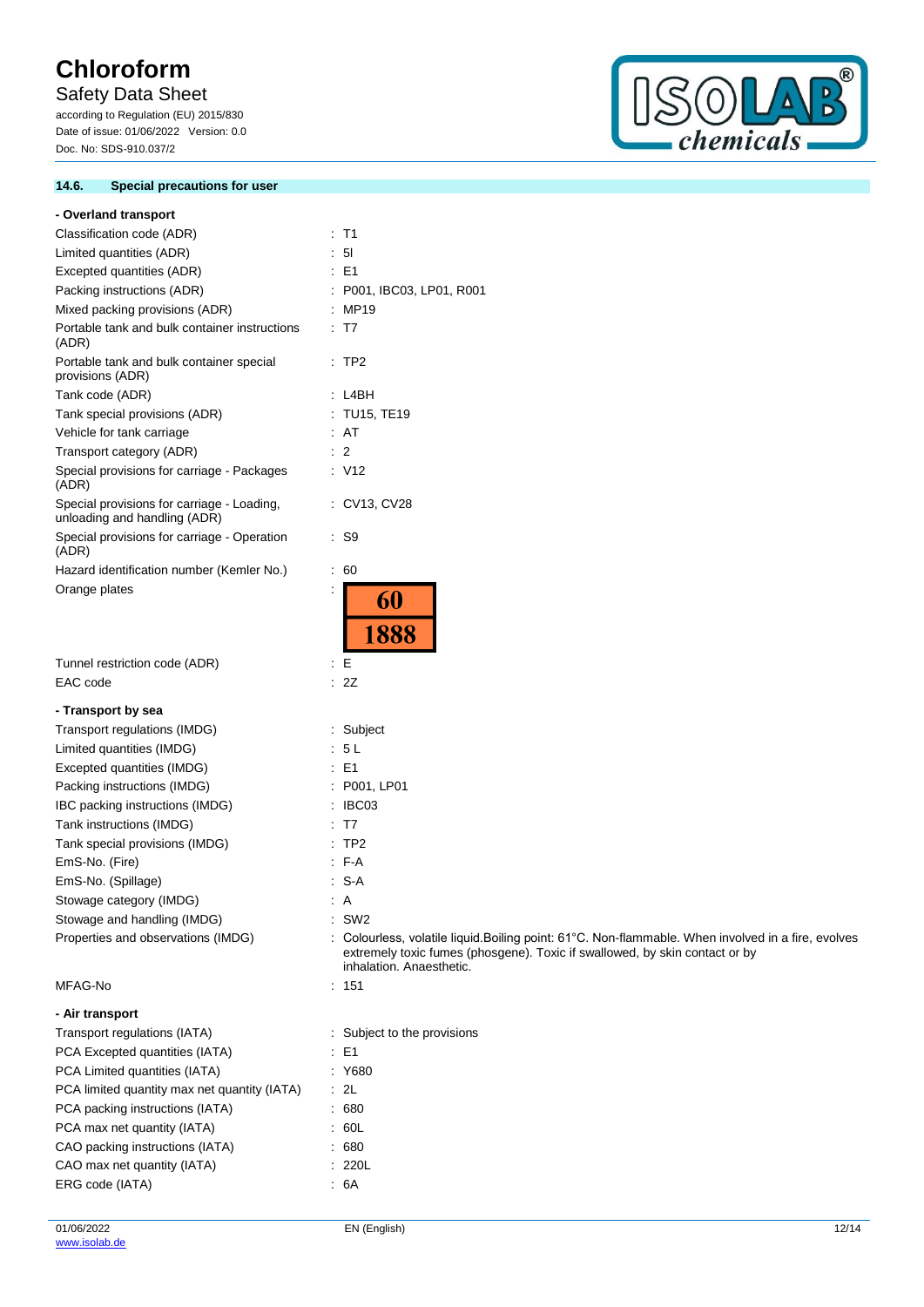### 14.6. Special precautions for user

**- Overland transport**

| | |
|---|---|
| Classification code (ADR) | : T1 |
| Limited quantities (ADR) | : 5l |
| Excepted quantities (ADR) | : E1 |
| Packing instructions (ADR) | : P001, IBC03, LP01, R001 |
| Mixed packing provisions (ADR) | : MP19 |
| Portable tank and bulk container instructions (ADR) | : T7 |
| Portable tank and bulk container special provisions (ADR) | : TP2 |
| Tank code (ADR) | : L4BH |
| Tank special provisions (ADR) | : TU15, TE19 |
| Vehicle for tank carriage | : AT |
| Transport category (ADR) | : 2 |
| Special provisions for carriage - Packages (ADR) | : V12 |
| Special provisions for carriage - Loading, unloading and handling (ADR) | : CV13, CV28 |
| Special provisions for carriage - Operation (ADR) | : S9 |
| Hazard identification number (Kemler No.) | : 60 |
| Orange plates | : 60 / 1888 |
| Tunnel restriction code (ADR) | : E |
| EAC code | : 2Z |

**- Transport by sea**

| | |
|---|---|
| Transport regulations (IMDG) | : Subject |
| Limited quantities (IMDG) | : 5 L |
| Excepted quantities (IMDG) | : E1 |
| Packing instructions (IMDG) | : P001, LP01 |
| IBC packing instructions (IMDG) | : IBC03 |
| Tank instructions (IMDG) | : T7 |
| Tank special provisions (IMDG) | : TP2 |
| EmS-No. (Fire) | : F-A |
| EmS-No. (Spillage) | : S-A |
| Stowage category (IMDG) | : A |
| Stowage and handling (IMDG) | : SW2 |
| Properties and observations (IMDG) | : Colourless, volatile liquid.Boiling point: 61°C. Non-flammable. When involved in a fire, evolves extremely toxic fumes (phosgene). Toxic if swallowed, by skin contact or by inhalation. Anaesthetic. |
| MFAG-No | : 151 |

**- Air transport**

| | |
|---|---|
| Transport regulations (IATA) | : Subject to the provisions |
| PCA Excepted quantities (IATA) | : E1 |
| PCA Limited quantities (IATA) | : Y680 |
| PCA limited quantity max net quantity (IATA) | : 2L |
| PCA packing instructions (IATA) | : 680 |
| PCA max net quantity (IATA) | : 60L |
| CAO packing instructions (IATA) | : 680 |
| CAO max net quantity (IATA) | : 220L |
| ERG code (IATA) | : 6A |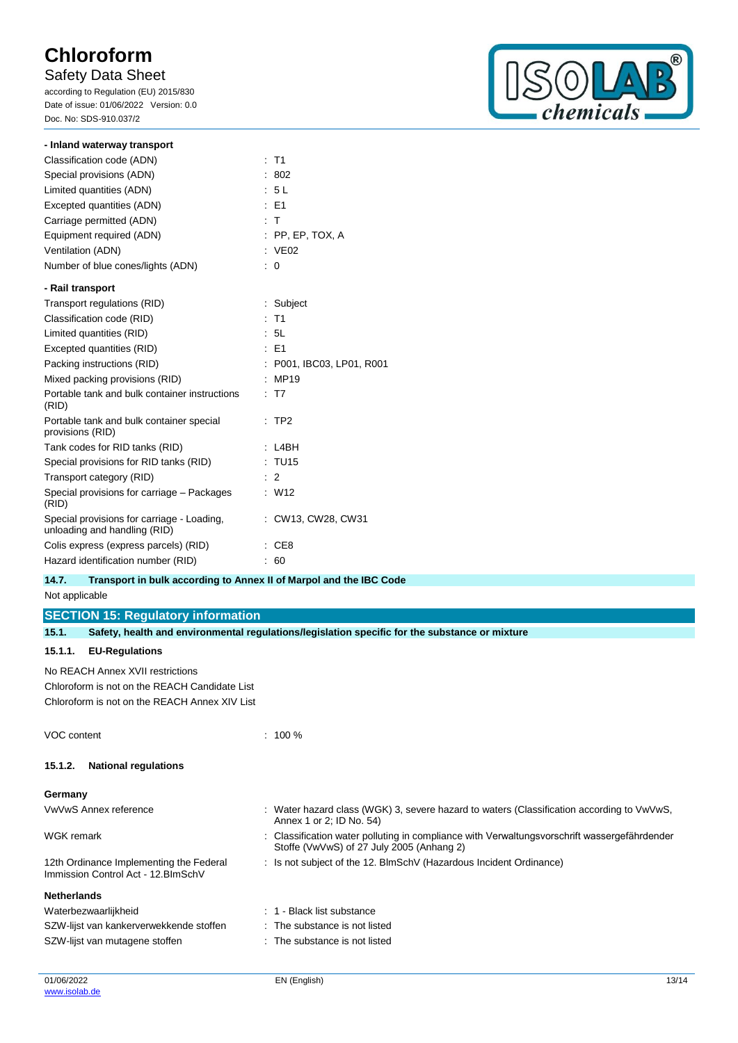**- Inland waterway transport**

| | |
|---|---|
| Classification code (ADN) | : T1 |
| Special provisions (ADN) | : 802 |
| Limited quantities (ADN) | : 5 L |
| Excepted quantities (ADN) | : E1 |
| Carriage permitted (ADN) | : T |
| Equipment required (ADN) | : PP, EP, TOX, A |
| Ventilation (ADN) | : VE02 |
| Number of blue cones/lights (ADN) | : 0 |

**- Rail transport**

| | |
|---|---|
| Transport regulations (RID) | : Subject |
| Classification code (RID) | : T1 |
| Limited quantities (RID) | : 5L |
| Excepted quantities (RID) | : E1 |
| Packing instructions (RID) | : P001, IBC03, LP01, R001 |
| Mixed packing provisions (RID) | : MP19 |
| Portable tank and bulk container instructions (RID) | : T7 |
| Portable tank and bulk container special provisions (RID) | : TP2 |
| Tank codes for RID tanks (RID) | : L4BH |
| Special provisions for RID tanks (RID) | : TU15 |
| Transport category (RID) | : 2 |
| Special provisions for carriage – Packages (RID) | : W12 |
| Special provisions for carriage - Loading, unloading and handling (RID) | : CW13, CW28, CW31 |
| Colis express (express parcels) (RID) | : CE8 |
| Hazard identification number (RID) | : 60 |

### 14.7. Transport in bulk according to Annex II of Marpol and the IBC Code

Not applicable

## SECTION 15: Regulatory information

### 15.1. Safety, health and environmental regulations/legislation specific for the substance or mixture

#### 15.1.1. EU-Regulations

No REACH Annex XVII restrictions

Chloroform is not on the REACH Candidate List

Chloroform is not on the REACH Annex XIV List

| | |
|---|---|
| VOC content | : 100 % |

#### 15.1.2. National regulations

**Germany**

| | |
|---|---|
| VwVwS Annex reference | : Water hazard class (WGK) 3, severe hazard to waters (Classification according to VwVwS, Annex 1 or 2; ID No. 54) |
| WGK remark | : Classification water polluting in compliance with Verwaltungsvorschrift wassergefährdender Stoffe (VwVwS) of 27 July 2005 (Anhang 2) |
| 12th Ordinance Implementing the Federal Immission Control Act - 12.BImSchV | : Is not subject of the 12. BlmSchV (Hazardous Incident Ordinance) |

**Netherlands**

| | |
|---|---|
| Waterbezwaarlijkheid | : 1 - Black list substance |
| SZW-lijst van kankerverwekkende stoffen | : The substance is not listed |
| SZW-lijst van mutagene stoffen | : The substance is not listed |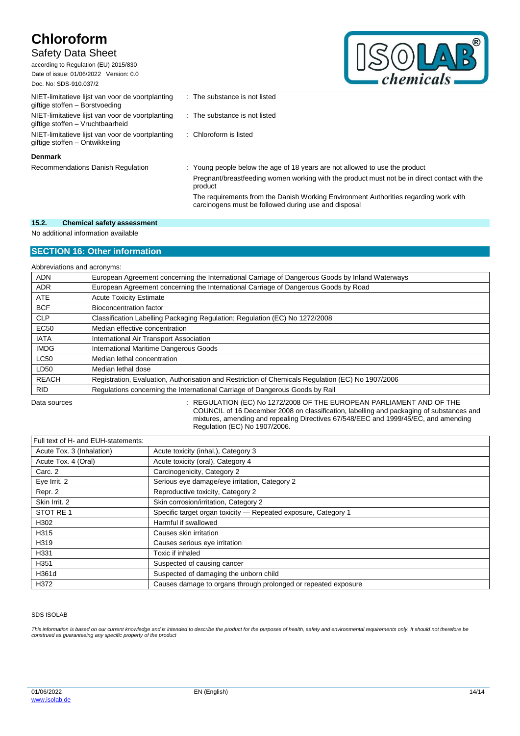| | |
|---|---|
| NIET-limitatieve lijst van voor de voortplanting giftige stoffen – Borstvoeding | : The substance is not listed |
| NIET-limitatieve lijst van voor de voortplanting giftige stoffen – Vruchtbaarheid | : The substance is not listed |
| NIET-limitatieve lijst van voor de voortplanting giftige stoffen – Ontwikkeling | : Chloroform is listed |

**Denmark**

| | |
|---|---|
| Recommendations Danish Regulation | : Young people below the age of 18 years are not allowed to use the product<br>Pregnant/breastfeeding women working with the product must not be in direct contact with the product<br>The requirements from the Danish Working Environment Authorities regarding work with carcinogens must be followed during use and disposal |

### 15.2. Chemical safety assessment

No additional information available

## SECTION 16: Other information

Abbreviations and acronyms:

| | |
|---|---|
| ADN | European Agreement concerning the International Carriage of Dangerous Goods by Inland Waterways |
| ADR | European Agreement concerning the International Carriage of Dangerous Goods by Road |
| ATE | Acute Toxicity Estimate |
| BCF | Bioconcentration factor |
| CLP | Classification Labelling Packaging Regulation; Regulation (EC) No 1272/2008 |
| EC50 | Median effective concentration |
| IATA | International Air Transport Association |
| IMDG | International Maritime Dangerous Goods |
| LC50 | Median lethal concentration |
| LD50 | Median lethal dose |
| REACH | Registration, Evaluation, Authorisation and Restriction of Chemicals Regulation (EC) No 1907/2006 |
| RID | Regulations concerning the International Carriage of Dangerous Goods by Rail |

| | |
|---|---|
| Data sources | : REGULATION (EC) No 1272/2008 OF THE EUROPEAN PARLIAMENT AND OF THE COUNCIL of 16 December 2008 on classification, labelling and packaging of substances and mixtures, amending and repealing Directives 67/548/EEC and 1999/45/EC, and amending Regulation (EC) No 1907/2006. |

| Full text of H- and EUH-statements: | |
|---|---|
| Acute Tox. 3 (Inhalation) | Acute toxicity (inhal.), Category 3 |
| Acute Tox. 4 (Oral) | Acute toxicity (oral), Category 4 |
| Carc. 2 | Carcinogenicity, Category 2 |
| Eye Irrit. 2 | Serious eye damage/eye irritation, Category 2 |
| Repr. 2 | Reproductive toxicity, Category 2 |
| Skin Irrit. 2 | Skin corrosion/irritation, Category 2 |
| STOT RE 1 | Specific target organ toxicity — Repeated exposure, Category 1 |
| H302 | Harmful if swallowed |
| H315 | Causes skin irritation |
| H319 | Causes serious eye irritation |
| H331 | Toxic if inhaled |
| H351 | Suspected of causing cancer |
| H361d | Suspected of damaging the unborn child |
| H372 | Causes damage to organs through prolonged or repeated exposure |

SDS ISOLAB

*This information is based on our current knowledge and is intended to describe the product for the purposes of health, safety and environmental requirements only. It should not therefore be construed as guaranteeing any specific property of the product*